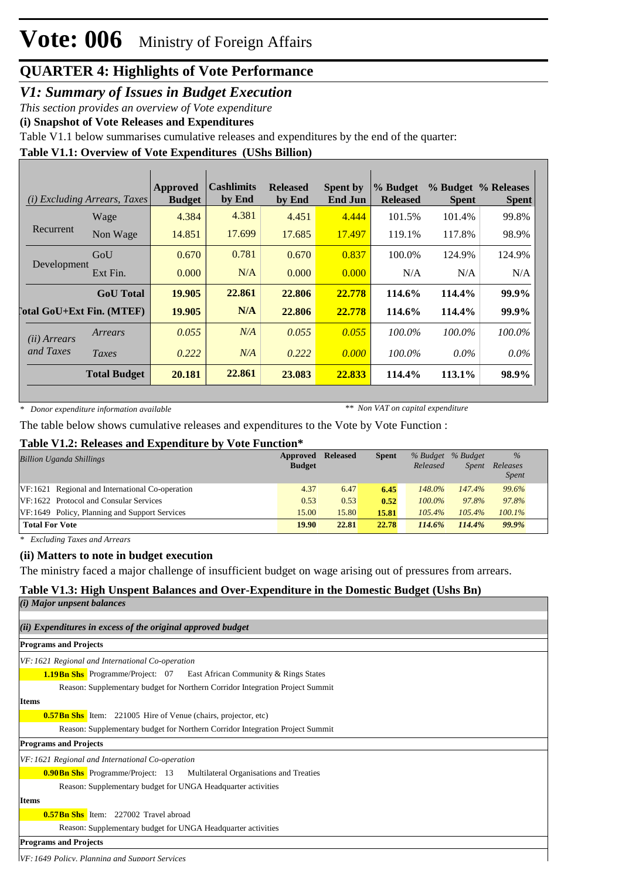# Vote: 006 Ministry of Foreign Affairs

## QUARTER 4: Highlights of Vote Performance

### *V1: Summary of Issues in Budget Execution*

*This section provides an overview of Vote expenditure*

**(i) Snapshot of Vote Releases and Expenditures**

Table V1.1 below summarises cumulative releases and expenditures by the end of the quarter:

**Table V1.1: Overview of Vote Expenditures (UShs Billion)**

| *(i) Excluding Arrears, Taxes* | | Approved Budget | Cashlimits by End | Released by End | Spent by End Jun | % Budget Released | % Budget Spent | % Releases Spent |
|---|---|---|---|---|---|---|---|---|
| Recurrent | Wage | 4.384 | 4.381 | 4.451 | 4.444 | 101.5% | 101.4% | 99.8% |
| | Non Wage | 14.851 | 17.699 | 17.685 | 17.497 | 119.1% | 117.8% | 98.9% |
| Development | GoU | 0.670 | 0.781 | 0.670 | 0.837 | 100.0% | 124.9% | 124.9% |
| | Ext Fin. | 0.000 | N/A | 0.000 | 0.000 | N/A | N/A | N/A |
| | **GoU Total** | **19.905** | **22.861** | **22.806** | **22.778** | **114.6%** | **114.4%** | **99.9%** |
| **Total GoU+Ext Fin. (MTEF)** | | **19.905** | **N/A** | **22.806** | **22.778** | **114.6%** | **114.4%** | **99.9%** |
| *(ii) Arrears and Taxes* | *Arrears* | *0.055* | *N/A* | *0.055* | *0.055* | *100.0%* | *100.0%* | *100.0%* |
| | *Taxes* | *0.222* | *N/A* | *0.222* | *0.000* | *100.0%* | *0.0%* | *0.0%* |
| | **Total Budget** | **20.181** | **22.861** | **23.083** | **22.833** | **114.4%** | **113.1%** | **98.9%** |

*\* Donor expenditure information available* *\*\* Non VAT on capital expenditure*

The table below shows cumulative releases and expenditures to the Vote by Vote Function :

**Table V1.2: Releases and Expenditure by Vote Function\***

| *Billion Uganda Shillings* | Approved Budget | Released | Spent | *% Budget Released* | *% Budget Spent* | *% Releases Spent* |
|---|---|---|---|---|---|---|
| VF:1621 Regional and International Co-operation | 4.37 | 6.47 | 6.45 | 148.0% | 147.4% | 99.6% |
| VF:1622 Protocol and Consular Services | 0.53 | 0.53 | 0.52 | 100.0% | 97.8% | 97.8% |
| VF:1649 Policy, Planning and Support Services | 15.00 | 15.80 | 15.81 | 105.4% | 105.4% | 100.1% |
| **Total For Vote** | **19.90** | **22.81** | **22.78** | **114.6%** | **114.4%** | **99.9%** |

*\* Excluding Taxes and Arrears*

**(ii) Matters to note in budget execution**

The ministry faced a major challenge of insufficient budget on wage arising out of pressures from arrears.

**Table V1.3: High Unspent Balances and Over-Expenditure in the Domestic Budget (Ushs Bn)**

***(i) Major unpsent balances***

***(ii) Expenditures in excess of the original approved budget***

**Programs and Projects**

*VF:1621 Regional and International Co-operation*

**1.19Bn Shs** Programme/Project: 07 East African Community & Rings States

Reason: Supplementary budget for Northern Corridor Integration Project Summit

**Items**

**0.57Bn Shs** Item: 221005 Hire of Venue (chairs, projector, etc)

Reason: Supplementary budget for Northern Corridor Integration Project Summit

**Programs and Projects**

*VF:1621 Regional and International Co-operation*

**0.90Bn Shs** Programme/Project: 13 Multilateral Organisations and Treaties

Reason: Supplementary budget for UNGA Headquarter activities

**Items**

**0.57Bn Shs** Item: 227002 Travel abroad

Reason: Supplementary budget for UNGA Headquarter activities

**Programs and Projects**

*VF:1649 Policy, Planning and Support Services*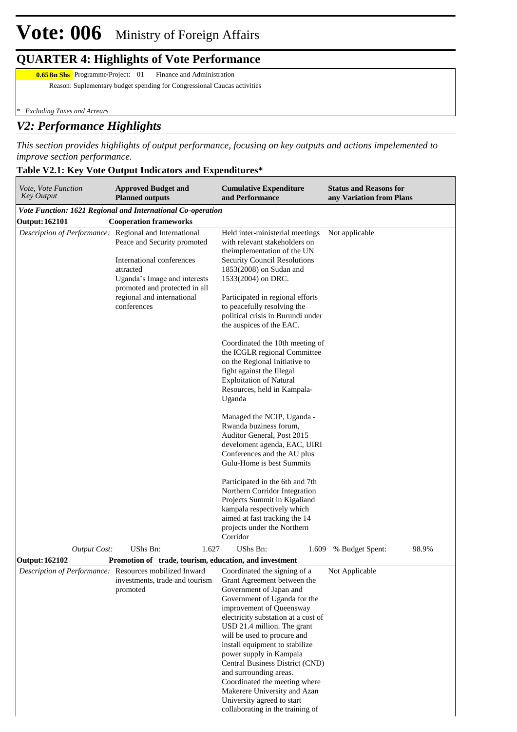# Vote: 006 Ministry of Foreign Affairs

## QUARTER 4: Highlights of Vote Performance

**0.65Bn Shs** Programme/Project: 01 Finance and Administration

Reason: Suplementary budget spending for Congressional Caucas activities

*\* Excluding Taxes and Arrears*

## *V2: Performance Highlights*

*This section provides highlights of output performance, focusing on key outputs and actions impelemented to improve section performance.*

**Table V2.1: Key Vote Output Indicators and Expenditures\***

| *Vote, Vote Function Key Output* | **Approved Budget and Planned outputs** | **Cumulative Expenditure and Performance** | **Status and Reasons for any Variation from Plans** |
|---|---|---|---|
| ***Vote Function: 1621 Regional and International Co-operation*** | | | |
| **Output: 162101** | **Cooperation frameworks** | | |
| *Description of Performance:* | Regional and International Peace and Security promoted<br><br>International conferences attracted<br>Uganda's Image and interests promoted and protected in all regional and international conferences | Held inter-ministerial meetings with relevant stakeholders on theimplementation of the UN Security Council Resolutions 1853(2008) on Sudan and 1533(2004) on DRC.<br><br>Participated in regional efforts to peacefully resolving the political crisis in Burundi under the auspices of the EAC.<br><br>Coordinated the 10th meeting of the ICGLR regional Committee on the Regional Initiative to fight against the Illegal Exploitation of Natural Resources, held in Kampala-Uganda<br><br>Managed the NCIP, Uganda - Rwanda buziness forum, Auditor General, Post 2015 develoment agenda, EAC, UIRI Conferences and the AU plus Gulu-Home is best Summits<br><br>Participated in the 6th and 7th Northern Corridor Integration Projects Summit in Kigaliand kampala respectively which aimed at fast tracking the 14 projects under the Northern Corridor | Not applicable |
| *Output Cost:* | UShs Bn: 1.627 | UShs Bn: 1.609 | % Budget Spent: 98.9% |
| **Output: 162102** | **Promotion of trade, tourism, education, and investment** | | |
| *Description of Performance:* | Resources mobilized Inward investments, trade and tourism promoted | Coordinated the signing of a Grant Agreement between the Government of Japan and Government of Uganda for the improvement of Queensway electricity substation at a cost of USD 21.4 million. The grant will be used to procure and install equipment to stabilize power supply in Kampala Central Business District (CND) and surrounding areas.<br>Coordinated the meeting where Makerere University and Azan University agreed to start collaborating in the training of | Not Applicable |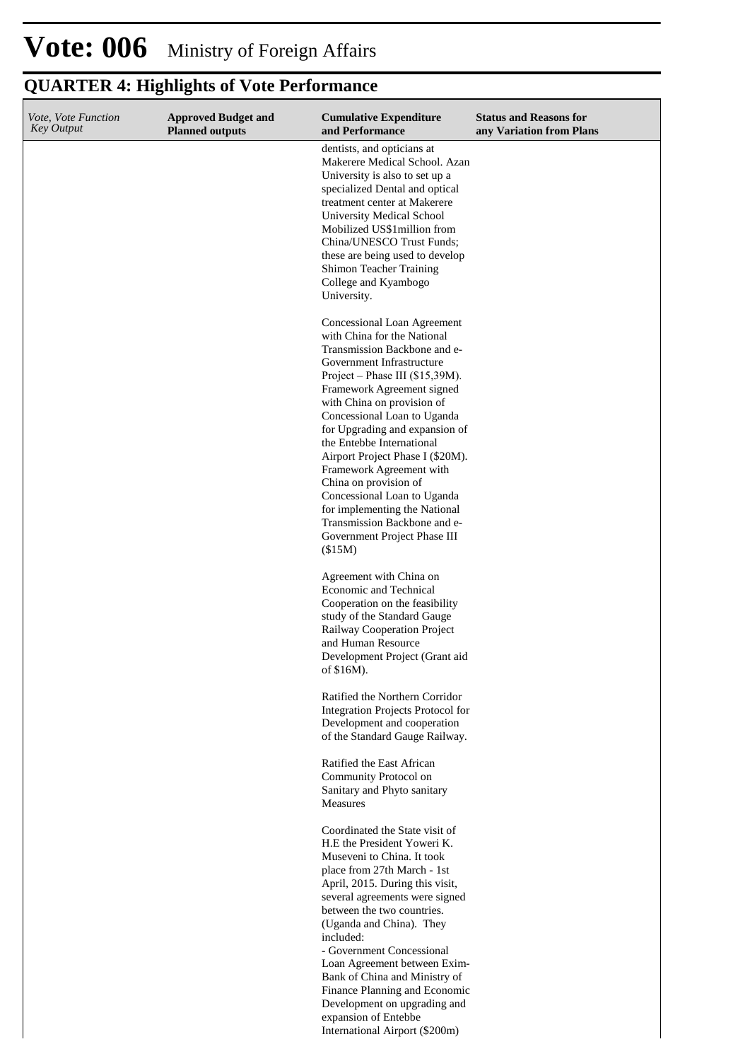# Vote: 006 Ministry of Foreign Affairs

## QUARTER 4: Highlights of Vote Performance

| *Vote, Vote Function Key Output* | **Approved Budget and Planned outputs** | **Cumulative Expenditure and Performance** | **Status and Reasons for any Variation from Plans** |
|---|---|---|---|
| | | dentists, and opticians at Makerere Medical School. Azan University is also to set up a specialized Dental and optical treatment center at Makerere University Medical School Mobilized US$1million from China/UNESCO Trust Funds; these are being used to develop Shimon Teacher Training College and Kyambogo University.<br><br>Concessional Loan Agreement with China for the National Transmission Backbone and e-Government Infrastructure Project – Phase III ($15,39M). Framework Agreement signed with China on provision of Concessional Loan to Uganda for Upgrading and expansion of the Entebbe International Airport Project Phase I ($20M). Framework Agreement with China on provision of Concessional Loan to Uganda for implementing the National Transmission Backbone and e-Government Project Phase III ($15M)<br><br>Agreement with China on Economic and Technical Cooperation on the feasibility study of the Standard Gauge Railway Cooperation Project and Human Resource Development Project (Grant aid of $16M).<br><br>Ratified the Northern Corridor Integration Projects Protocol for Development and cooperation of the Standard Gauge Railway.<br><br>Ratified the East African Community Protocol on Sanitary and Phyto sanitary Measures<br><br>Coordinated the State visit of H.E the President Yoweri K. Museveni to China. It took place from 27th March - 1st April, 2015. During this visit, several agreements were signed between the two countries. (Uganda and China). They included:<br>- Government Concessional Loan Agreement between Exim-Bank of China and Ministry of Finance Planning and Economic Development on upgrading and expansion of Entebbe International Airport ($200m) | |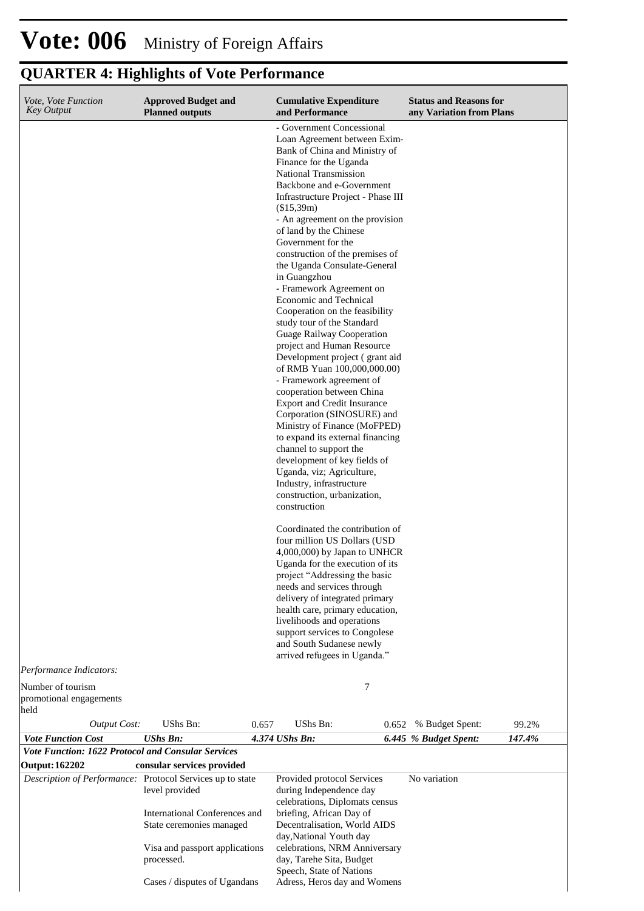# Vote: 006 Ministry of Foreign Affairs

## QUARTER 4: Highlights of Vote Performance

| *Vote, Vote Function Key Output* | **Approved Budget and Planned outputs** | | **Cumulative Expenditure and Performance** | | **Status and Reasons for any Variation from Plans** | |
|---|---|---|---|---|---|---|
| | | | - Government Concessional Loan Agreement between Exim-Bank of China and Ministry of Finance for the Uganda National Transmission Backbone and e-Government Infrastructure Project - Phase III ($15,39m)<br>- An agreement on the provision of land by the Chinese Government for the construction of the premises of the Uganda Consulate-General in Guangzhou<br>- Framework Agreement on Economic and Technical Cooperation on the feasibility study tour of the Standard Guage Railway Cooperation project and Human Resource Development project ( grant aid of RMB Yuan 100,000,000.00)<br>- Framework agreement of cooperation between China Export and Credit Insurance Corporation (SINOSURE) and Ministry of Finance (MoFPED) to expand its external financing channel to support the development of key fields of Uganda, viz; Agriculture, Industry, infrastructure construction, urbanization, construction<br><br>Coordinated the contribution of four million US Dollars (USD 4,000,000) by Japan to UNHCR Uganda for the execution of its project "Addressing the basic needs and services through delivery of integrated primary health care, primary education, livelihoods and operations support services to Congolese and South Sudanese newly arrived refugees in Uganda." | | | |
| *Performance Indicators:* | | | | | | |
| Number of tourism promotional engagements held | | | | 7 | | |
| *Output Cost:* | UShs Bn: | 0.657 | UShs Bn: | 0.652 | % Budget Spent: | 99.2% |
| ***Vote Function Cost*** | ***UShs Bn:*** | ***4.374*** | ***UShs Bn:*** | ***6.445*** | ***% Budget Spent:*** | ***147.4%*** |
| ***Vote Function: 1622 Protocol and Consular Services*** | | | | | | |
| **Output: 162202** | **consular services provided** | | | | | |
| *Description of Performance:* | Protocol Services up to state level provided<br><br>International Conferences and State ceremonies managed<br><br>Visa and passport applications processed.<br><br>Cases / disputes of Ugandans | | Provided protocol Services during Independence day celebrations, Diplomats census briefing, African Day of Decentralisation, World AIDS day,National Youth day celebrations, NRM Anniversary day, Tarehe Sita, Budget Speech, State of Nations Adress, Heros day and Womens | | No variation | |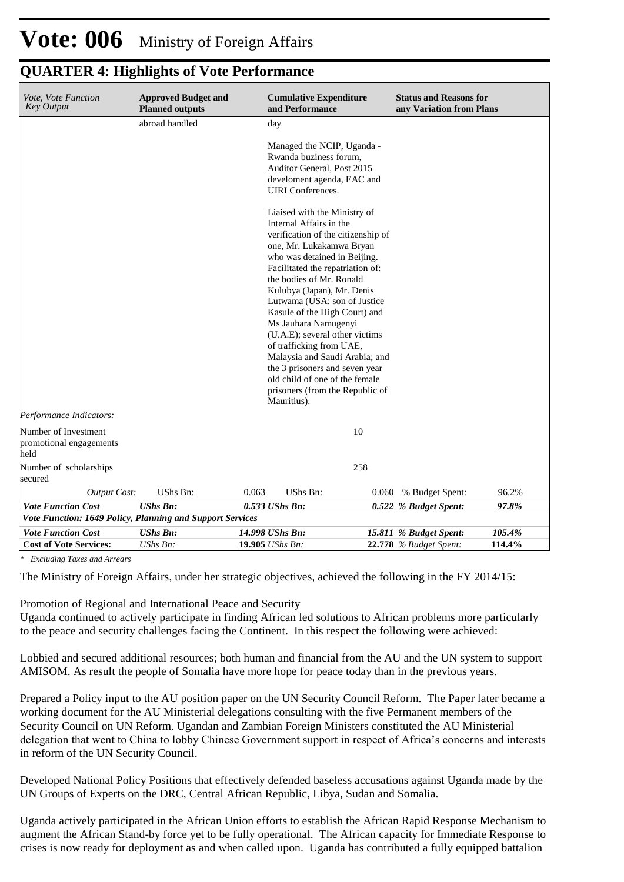# Vote: 006 Ministry of Foreign Affairs

## QUARTER 4: Highlights of Vote Performance

| *Vote, Vote Function Key Output* | **Approved Budget and Planned outputs** | | **Cumulative Expenditure and Performance** | | **Status and Reasons for any Variation from Plans** | |
|---|---|---|---|---|---|---|
| | abroad handled | | day<br><br>Managed the NCIP, Uganda - Rwanda buziness forum, Auditor General, Post 2015 develoment agenda, EAC and UIRI Conferences.<br><br>Liaised with the Ministry of Internal Affairs in the verification of the citizenship of one, Mr. Lukakamwa Bryan who was detained in Beijing. Facilitated the repatriation of: the bodies of Mr. Ronald Kulubya (Japan), Mr. Denis Lutwama (USA: son of Justice Kasule of the High Court) and Ms Jauhara Namugenyi (U.A.E); several other victims of trafficking from UAE, Malaysia and Saudi Arabia; and the 3 prisoners and seven year old child of one of the female prisoners (from the Republic of Mauritius). | | | |
| *Performance Indicators:* | | | | | | |
| Number of Investment promotional engagements held | | | | 10 | | |
| Number of scholarships secured | | | | 258 | | |
| *Output Cost:* | UShs Bn: | 0.063 | UShs Bn: | 0.060 | % Budget Spent: | 96.2% |
| ***Vote Function Cost*** | ***UShs Bn:*** | ***0.533*** | ***UShs Bn:*** | ***0.522*** | ***% Budget Spent:*** | ***97.8%*** |
| ***Vote Function: 1649 Policy, Planning and Support Services*** | | | | | | |
| ***Vote Function Cost*** | ***UShs Bn:*** | ***14.998*** | ***UShs Bn:*** | ***15.811*** | ***% Budget Spent:*** | ***105.4%*** |
| **Cost of Vote Services:** | *UShs Bn:* | **19.905** | *UShs Bn:* | **22.778** | *% Budget Spent:* | **114.4%** |

*\* Excluding Taxes and Arrears*

The Ministry of Foreign Affairs, under her strategic objectives, achieved the following in the FY 2014/15:

Promotion of Regional and International Peace and Security
Uganda continued to actively participate in finding African led solutions to African problems more particularly to the peace and security challenges facing the Continent. In this respect the following were achieved:

Lobbied and secured additional resources; both human and financial from the AU and the UN system to support AMISOM. As result the people of Somalia have more hope for peace today than in the previous years.

Prepared a Policy input to the AU position paper on the UN Security Council Reform. The Paper later became a working document for the AU Ministerial delegations consulting with the five Permanent members of the Security Council on UN Reform. Ugandan and Zambian Foreign Ministers constituted the AU Ministerial delegation that went to China to lobby Chinese Government support in respect of Africa's concerns and interests in reform of the UN Security Council.

Developed National Policy Positions that effectively defended baseless accusations against Uganda made by the UN Groups of Experts on the DRC, Central African Republic, Libya, Sudan and Somalia.

Uganda actively participated in the African Union efforts to establish the African Rapid Response Mechanism to augment the African Stand-by force yet to be fully operational. The African capacity for Immediate Response to crises is now ready for deployment as and when called upon. Uganda has contributed a fully equipped battalion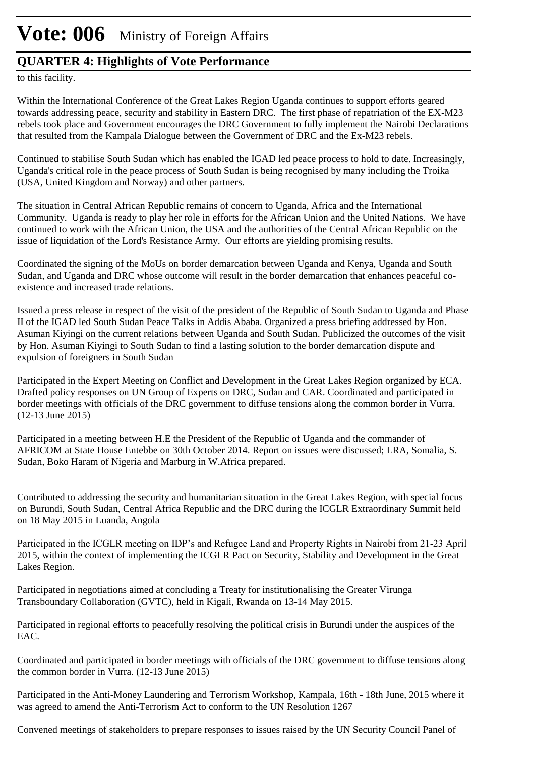to this facility.

Within the International Conference of the Great Lakes Region Uganda continues to support efforts geared towards addressing peace, security and stability in Eastern DRC. The first phase of repatriation of the EX-M23 rebels took place and Government encourages the DRC Government to fully implement the Nairobi Declarations that resulted from the Kampala Dialogue between the Government of DRC and the Ex-M23 rebels.

Continued to stabilise South Sudan which has enabled the IGAD led peace process to hold to date. Increasingly, Uganda's critical role in the peace process of South Sudan is being recognised by many including the Troika (USA, United Kingdom and Norway) and other partners.

The situation in Central African Republic remains of concern to Uganda, Africa and the International Community. Uganda is ready to play her role in efforts for the African Union and the United Nations. We have continued to work with the African Union, the USA and the authorities of the Central African Republic on the issue of liquidation of the Lord's Resistance Army. Our efforts are yielding promising results.

Coordinated the signing of the MoUs on border demarcation between Uganda and Kenya, Uganda and South Sudan, and Uganda and DRC whose outcome will result in the border demarcation that enhances peaceful co-existence and increased trade relations.

Issued a press release in respect of the visit of the president of the Republic of South Sudan to Uganda and Phase II of the IGAD led South Sudan Peace Talks in Addis Ababa. Organized a press briefing addressed by Hon. Asuman Kiyingi on the current relations between Uganda and South Sudan. Publicized the outcomes of the visit by Hon. Asuman Kiyingi to South Sudan to find a lasting solution to the border demarcation dispute and expulsion of foreigners in South Sudan

Participated in the Expert Meeting on Conflict and Development in the Great Lakes Region organized by ECA. Drafted policy responses on UN Group of Experts on DRC, Sudan and CAR. Coordinated and participated in border meetings with officials of the DRC government to diffuse tensions along the common border in Vurra. (12-13 June 2015)

Participated in a meeting between H.E the President of the Republic of Uganda and the commander of AFRICOM at State House Entebbe on 30th October 2014. Report on issues were discussed; LRA, Somalia, S. Sudan, Boko Haram of Nigeria and Marburg in W.Africa prepared.

Contributed to addressing the security and humanitarian situation in the Great Lakes Region, with special focus on Burundi, South Sudan, Central Africa Republic and the DRC during the ICGLR Extraordinary Summit held on 18 May 2015 in Luanda, Angola

Participated in the ICGLR meeting on IDP's and Refugee Land and Property Rights in Nairobi from 21-23 April 2015, within the context of implementing the ICGLR Pact on Security, Stability and Development in the Great Lakes Region.

Participated in negotiations aimed at concluding a Treaty for institutionalising the Greater Virunga Transboundary Collaboration (GVTC), held in Kigali, Rwanda on 13-14 May 2015.

Participated in regional efforts to peacefully resolving the political crisis in Burundi under the auspices of the EAC.

Coordinated and participated in border meetings with officials of the DRC government to diffuse tensions along the common border in Vurra. (12-13 June 2015)

Participated in the Anti-Money Laundering and Terrorism Workshop, Kampala, 16th - 18th June, 2015 where it was agreed to amend the Anti-Terrorism Act to conform to the UN Resolution 1267

Convened meetings of stakeholders to prepare responses to issues raised by the UN Security Council Panel of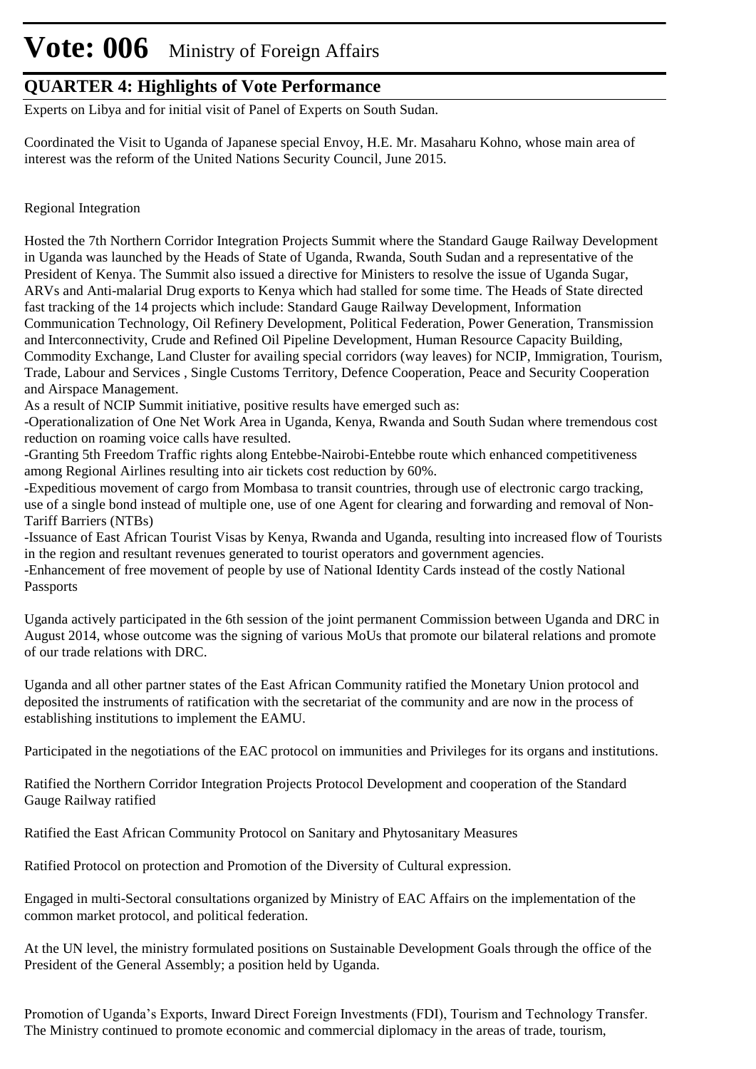Experts on Libya and for initial visit of Panel of Experts on South Sudan.

Coordinated the Visit to Uganda of Japanese special Envoy, H.E. Mr. Masaharu Kohno, whose main area of interest was the reform of the United Nations Security Council, June 2015.

Regional Integration

Hosted the 7th Northern Corridor Integration Projects Summit where the Standard Gauge Railway Development in Uganda was launched by the Heads of State of Uganda, Rwanda, South Sudan and a representative of the President of Kenya. The Summit also issued a directive for Ministers to resolve the issue of Uganda Sugar, ARVs and Anti-malarial Drug exports to Kenya which had stalled for some time. The Heads of State directed fast tracking of the 14 projects which include: Standard Gauge Railway Development, Information Communication Technology, Oil Refinery Development, Political Federation, Power Generation, Transmission and Interconnectivity, Crude and Refined Oil Pipeline Development, Human Resource Capacity Building, Commodity Exchange, Land Cluster for availing special corridors (way leaves) for NCIP, Immigration, Tourism, Trade, Labour and Services , Single Customs Territory, Defence Cooperation, Peace and Security Cooperation and Airspace Management.
As a result of NCIP Summit initiative, positive results have emerged such as:
-Operationalization of One Net Work Area in Uganda, Kenya, Rwanda and South Sudan where tremendous cost reduction on roaming voice calls have resulted.
-Granting 5th Freedom Traffic rights along Entebbe-Nairobi-Entebbe route which enhanced competitiveness among Regional Airlines resulting into air tickets cost reduction by 60%.
-Expeditious movement of cargo from Mombasa to transit countries, through use of electronic cargo tracking, use of a single bond instead of multiple one, use of one Agent for clearing and forwarding and removal of Non-Tariff Barriers (NTBs)
-Issuance of East African Tourist Visas by Kenya, Rwanda and Uganda, resulting into increased flow of Tourists in the region and resultant revenues generated to tourist operators and government agencies.
-Enhancement of free movement of people by use of National Identity Cards instead of the costly National Passports

Uganda actively participated in the 6th session of the joint permanent Commission between Uganda and DRC in August 2014, whose outcome was the signing of various MoUs that promote our bilateral relations and promote of our trade relations with DRC.

Uganda and all other partner states of the East African Community ratified the Monetary Union protocol and deposited the instruments of ratification with the secretariat of the community and are now in the process of establishing institutions to implement the EAMU.

Participated in the negotiations of the EAC protocol on immunities and Privileges for its organs and institutions.

Ratified the Northern Corridor Integration Projects Protocol Development and cooperation of the Standard Gauge Railway ratified

Ratified the East African Community Protocol on Sanitary and Phytosanitary Measures

Ratified Protocol on protection and Promotion of the Diversity of Cultural expression.

Engaged in multi-Sectoral consultations organized by Ministry of EAC Affairs on the implementation of the common market protocol, and political federation.

At the UN level, the ministry formulated positions on Sustainable Development Goals through the office of the President of the General Assembly; a position held by Uganda.

Promotion of Uganda's Exports, Inward Direct Foreign Investments (FDI), Tourism and Technology Transfer.
The Ministry continued to promote economic and commercial diplomacy in the areas of trade, tourism,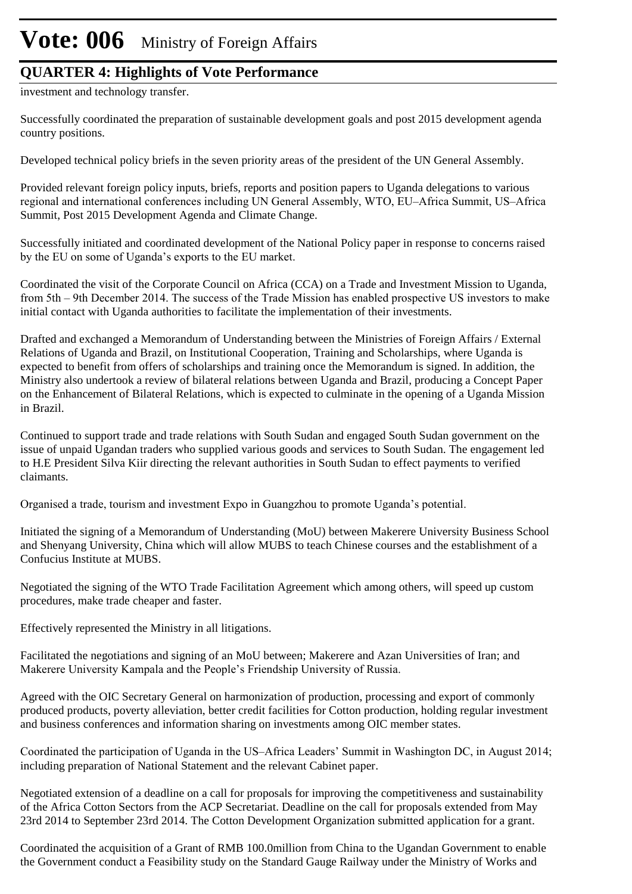investment and technology transfer.

Successfully coordinated the preparation of sustainable development goals and post 2015 development agenda country positions.

Developed technical policy briefs in the seven priority areas of the president of the UN General Assembly.

Provided relevant foreign policy inputs, briefs, reports and position papers to Uganda delegations to various regional and international conferences including UN General Assembly, WTO, EU–Africa Summit, US–Africa Summit, Post 2015 Development Agenda and Climate Change.

Successfully initiated and coordinated development of the National Policy paper in response to concerns raised by the EU on some of Uganda's exports to the EU market.

Coordinated the visit of the Corporate Council on Africa (CCA) on a Trade and Investment Mission to Uganda, from 5th – 9th December 2014. The success of the Trade Mission has enabled prospective US investors to make initial contact with Uganda authorities to facilitate the implementation of their investments.

Drafted and exchanged a Memorandum of Understanding between the Ministries of Foreign Affairs / External Relations of Uganda and Brazil, on Institutional Cooperation, Training and Scholarships, where Uganda is expected to benefit from offers of scholarships and training once the Memorandum is signed. In addition, the Ministry also undertook a review of bilateral relations between Uganda and Brazil, producing a Concept Paper on the Enhancement of Bilateral Relations, which is expected to culminate in the opening of a Uganda Mission in Brazil.

Continued to support trade and trade relations with South Sudan and engaged South Sudan government on the issue of unpaid Ugandan traders who supplied various goods and services to South Sudan. The engagement led to H.E President Silva Kiir directing the relevant authorities in South Sudan to effect payments to verified claimants.

Organised a trade, tourism and investment Expo in Guangzhou to promote Uganda's potential.

Initiated the signing of a Memorandum of Understanding (MoU) between Makerere University Business School and Shenyang University, China which will allow MUBS to teach Chinese courses and the establishment of a Confucius Institute at MUBS.

Negotiated the signing of the WTO Trade Facilitation Agreement which among others, will speed up custom procedures, make trade cheaper and faster.

Effectively represented the Ministry in all litigations.

Facilitated the negotiations and signing of an MoU between; Makerere and Azan Universities of Iran; and Makerere University Kampala and the People's Friendship University of Russia.

Agreed with the OIC Secretary General on harmonization of production, processing and export of commonly produced products, poverty alleviation, better credit facilities for Cotton production, holding regular investment and business conferences and information sharing on investments among OIC member states.

Coordinated the participation of Uganda in the US–Africa Leaders' Summit in Washington DC, in August 2014; including preparation of National Statement and the relevant Cabinet paper.

Negotiated extension of a deadline on a call for proposals for improving the competitiveness and sustainability of the Africa Cotton Sectors from the ACP Secretariat. Deadline on the call for proposals extended from May 23rd 2014 to September 23rd 2014. The Cotton Development Organization submitted application for a grant.

Coordinated the acquisition of a Grant of RMB 100.0million from China to the Ugandan Government to enable the Government conduct a Feasibility study on the Standard Gauge Railway under the Ministry of Works and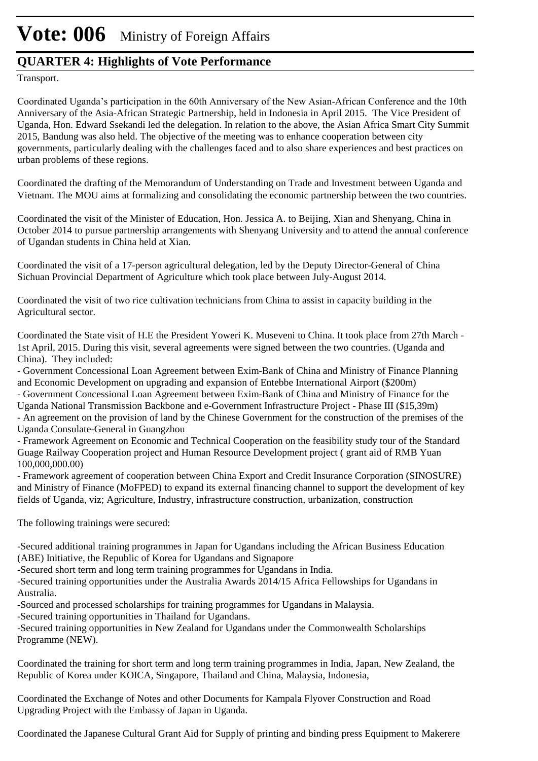Transport.

Coordinated Uganda's participation in the 60th Anniversary of the New Asian-African Conference and the 10th Anniversary of the Asia-African Strategic Partnership, held in Indonesia in April 2015. The Vice President of Uganda, Hon. Edward Ssekandi led the delegation. In relation to the above, the Asian Africa Smart City Summit 2015, Bandung was also held. The objective of the meeting was to enhance cooperation between city governments, particularly dealing with the challenges faced and to also share experiences and best practices on urban problems of these regions.

Coordinated the drafting of the Memorandum of Understanding on Trade and Investment between Uganda and Vietnam. The MOU aims at formalizing and consolidating the economic partnership between the two countries.

Coordinated the visit of the Minister of Education, Hon. Jessica A. to Beijing, Xian and Shenyang, China in October 2014 to pursue partnership arrangements with Shenyang University and to attend the annual conference of Ugandan students in China held at Xian.

Coordinated the visit of a 17-person agricultural delegation, led by the Deputy Director-General of China Sichuan Provincial Department of Agriculture which took place between July-August 2014.

Coordinated the visit of two rice cultivation technicians from China to assist in capacity building in the Agricultural sector.

Coordinated the State visit of H.E the President Yoweri K. Museveni to China. It took place from 27th March - 1st April, 2015. During this visit, several agreements were signed between the two countries. (Uganda and China). They included:
- Government Concessional Loan Agreement between Exim-Bank of China and Ministry of Finance Planning and Economic Development on upgrading and expansion of Entebbe International Airport ($200m)
- Government Concessional Loan Agreement between Exim-Bank of China and Ministry of Finance for the Uganda National Transmission Backbone and e-Government Infrastructure Project - Phase III ($15,39m)
- An agreement on the provision of land by the Chinese Government for the construction of the premises of the Uganda Consulate-General in Guangzhou
- Framework Agreement on Economic and Technical Cooperation on the feasibility study tour of the Standard Guage Railway Cooperation project and Human Resource Development project ( grant aid of RMB Yuan 100,000,000.00)
- Framework agreement of cooperation between China Export and Credit Insurance Corporation (SINOSURE) and Ministry of Finance (MoFPED) to expand its external financing channel to support the development of key fields of Uganda, viz; Agriculture, Industry, infrastructure construction, urbanization, construction

The following trainings were secured:

-Secured additional training programmes in Japan for Ugandans including the African Business Education (ABE) Initiative, the Republic of Korea for Ugandans and Signapore
-Secured short term and long term training programmes for Ugandans in India.
-Secured training opportunities under the Australia Awards 2014/15 Africa Fellowships for Ugandans in Australia.
-Sourced and processed scholarships for training programmes for Ugandans in Malaysia.
-Secured training opportunities in Thailand for Ugandans.
-Secured training opportunities in New Zealand for Ugandans under the Commonwealth Scholarships Programme (NEW).

Coordinated the training for short term and long term training programmes in India, Japan, New Zealand, the Republic of Korea under KOICA, Singapore, Thailand and China, Malaysia, Indonesia,

Coordinated the Exchange of Notes and other Documents for Kampala Flyover Construction and Road Upgrading Project with the Embassy of Japan in Uganda.

Coordinated the Japanese Cultural Grant Aid for Supply of printing and binding press Equipment to Makerere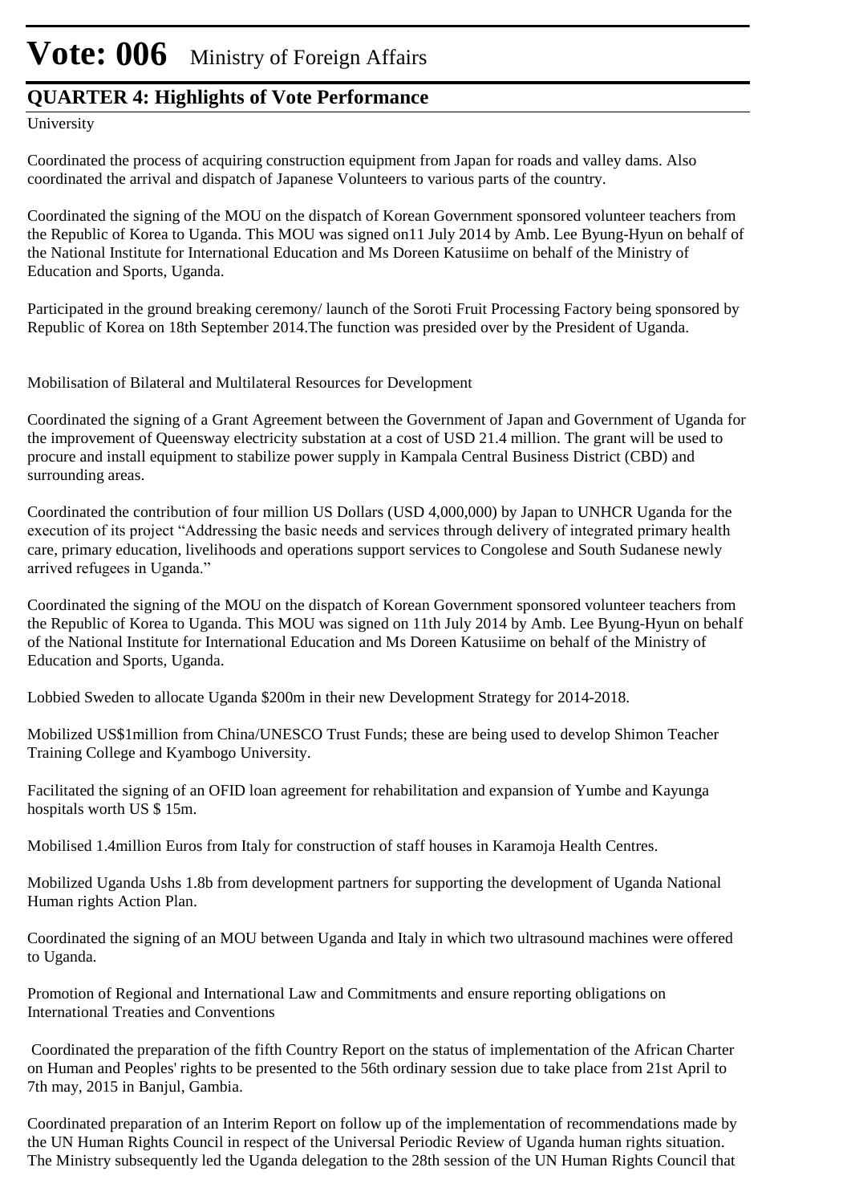University

Coordinated the process of acquiring construction equipment from Japan for roads and valley dams. Also coordinated the arrival and dispatch of Japanese Volunteers to various parts of the country.

Coordinated the signing of the MOU on the dispatch of Korean Government sponsored volunteer teachers from the Republic of Korea to Uganda. This MOU was signed on11 July 2014 by Amb. Lee Byung-Hyun on behalf of the National Institute for International Education and Ms Doreen Katusiime on behalf of the Ministry of Education and Sports, Uganda.

Participated in the ground breaking ceremony/ launch of the Soroti Fruit Processing Factory being sponsored by Republic of Korea on 18th September 2014.The function was presided over by the President of Uganda.

Mobilisation of Bilateral and Multilateral Resources for Development

Coordinated the signing of a Grant Agreement between the Government of Japan and Government of Uganda for the improvement of Queensway electricity substation at a cost of USD 21.4 million. The grant will be used to procure and install equipment to stabilize power supply in Kampala Central Business District (CBD) and surrounding areas.

Coordinated the contribution of four million US Dollars (USD 4,000,000) by Japan to UNHCR Uganda for the execution of its project "Addressing the basic needs and services through delivery of integrated primary health care, primary education, livelihoods and operations support services to Congolese and South Sudanese newly arrived refugees in Uganda."

Coordinated the signing of the MOU on the dispatch of Korean Government sponsored volunteer teachers from the Republic of Korea to Uganda. This MOU was signed on 11th July 2014 by Amb. Lee Byung-Hyun on behalf of the National Institute for International Education and Ms Doreen Katusiime on behalf of the Ministry of Education and Sports, Uganda.

Lobbied Sweden to allocate Uganda $200m in their new Development Strategy for 2014-2018.

Mobilized US$1million from China/UNESCO Trust Funds; these are being used to develop Shimon Teacher Training College and Kyambogo University.

Facilitated the signing of an OFID loan agreement for rehabilitation and expansion of Yumbe and Kayunga hospitals worth US $ 15m.

Mobilised 1.4million Euros from Italy for construction of staff houses in Karamoja Health Centres.

Mobilized Uganda Ushs 1.8b from development partners for supporting the development of Uganda National Human rights Action Plan.

Coordinated the signing of an MOU between Uganda and Italy in which two ultrasound machines were offered to Uganda.

Promotion of Regional and International Law and Commitments and ensure reporting obligations on International Treaties and Conventions

Coordinated the preparation of the fifth Country Report on the status of implementation of the African Charter on Human and Peoples' rights to be presented to the 56th ordinary session due to take place from 21st April to 7th may, 2015 in Banjul, Gambia.

Coordinated preparation of an Interim Report on follow up of the implementation of recommendations made by the UN Human Rights Council in respect of the Universal Periodic Review of Uganda human rights situation. The Ministry subsequently led the Uganda delegation to the 28th session of the UN Human Rights Council that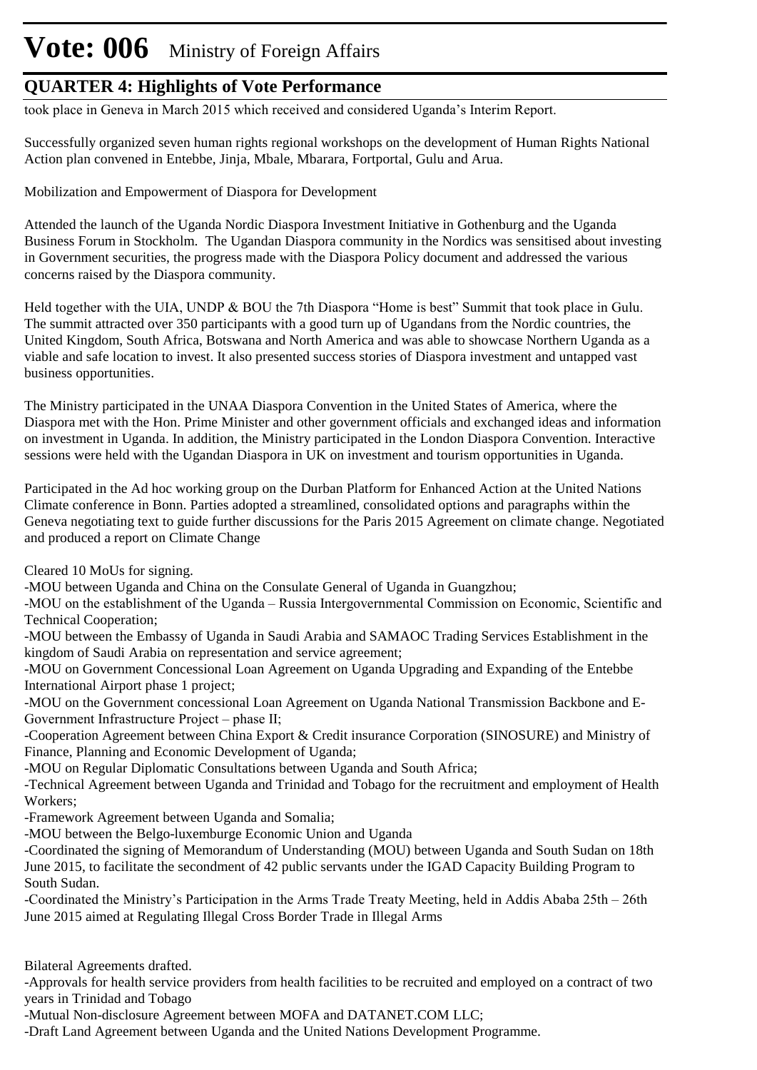took place in Geneva in March 2015 which received and considered Uganda's Interim Report.

Successfully organized seven human rights regional workshops on the development of Human Rights National Action plan convened in Entebbe, Jinja, Mbale, Mbarara, Fortportal, Gulu and Arua.

Mobilization and Empowerment of Diaspora for Development

Attended the launch of the Uganda Nordic Diaspora Investment Initiative in Gothenburg and the Uganda Business Forum in Stockholm. The Ugandan Diaspora community in the Nordics was sensitised about investing in Government securities, the progress made with the Diaspora Policy document and addressed the various concerns raised by the Diaspora community.

Held together with the UIA, UNDP & BOU the 7th Diaspora "Home is best" Summit that took place in Gulu. The summit attracted over 350 participants with a good turn up of Ugandans from the Nordic countries, the United Kingdom, South Africa, Botswana and North America and was able to showcase Northern Uganda as a viable and safe location to invest. It also presented success stories of Diaspora investment and untapped vast business opportunities.

The Ministry participated in the UNAA Diaspora Convention in the United States of America, where the Diaspora met with the Hon. Prime Minister and other government officials and exchanged ideas and information on investment in Uganda. In addition, the Ministry participated in the London Diaspora Convention. Interactive sessions were held with the Ugandan Diaspora in UK on investment and tourism opportunities in Uganda.

Participated in the Ad hoc working group on the Durban Platform for Enhanced Action at the United Nations Climate conference in Bonn. Parties adopted a streamlined, consolidated options and paragraphs within the Geneva negotiating text to guide further discussions for the Paris 2015 Agreement on climate change. Negotiated and produced a report on Climate Change

Cleared 10 MoUs for signing.
-MOU between Uganda and China on the Consulate General of Uganda in Guangzhou;
-MOU on the establishment of the Uganda – Russia Intergovernmental Commission on Economic, Scientific and Technical Cooperation;
-MOU between the Embassy of Uganda in Saudi Arabia and SAMAOC Trading Services Establishment in the kingdom of Saudi Arabia on representation and service agreement;
-MOU on Government Concessional Loan Agreement on Uganda Upgrading and Expanding of the Entebbe International Airport phase 1 project;
-MOU on the Government concessional Loan Agreement on Uganda National Transmission Backbone and E-Government Infrastructure Project – phase II;
-Cooperation Agreement between China Export & Credit insurance Corporation (SINOSURE) and Ministry of Finance, Planning and Economic Development of Uganda;
-MOU on Regular Diplomatic Consultations between Uganda and South Africa;
-Technical Agreement between Uganda and Trinidad and Tobago for the recruitment and employment of Health Workers;
-Framework Agreement between Uganda and Somalia;
-MOU between the Belgo-luxemburge Economic Union and Uganda
-Coordinated the signing of Memorandum of Understanding (MOU) between Uganda and South Sudan on 18th June 2015, to facilitate the secondment of 42 public servants under the IGAD Capacity Building Program to South Sudan.
-Coordinated the Ministry's Participation in the Arms Trade Treaty Meeting, held in Addis Ababa 25th – 26th June 2015 aimed at Regulating Illegal Cross Border Trade in Illegal Arms

Bilateral Agreements drafted.
-Approvals for health service providers from health facilities to be recruited and employed on a contract of two years in Trinidad and Tobago
-Mutual Non-disclosure Agreement between MOFA and DATANET.COM LLC;
-Draft Land Agreement between Uganda and the United Nations Development Programme.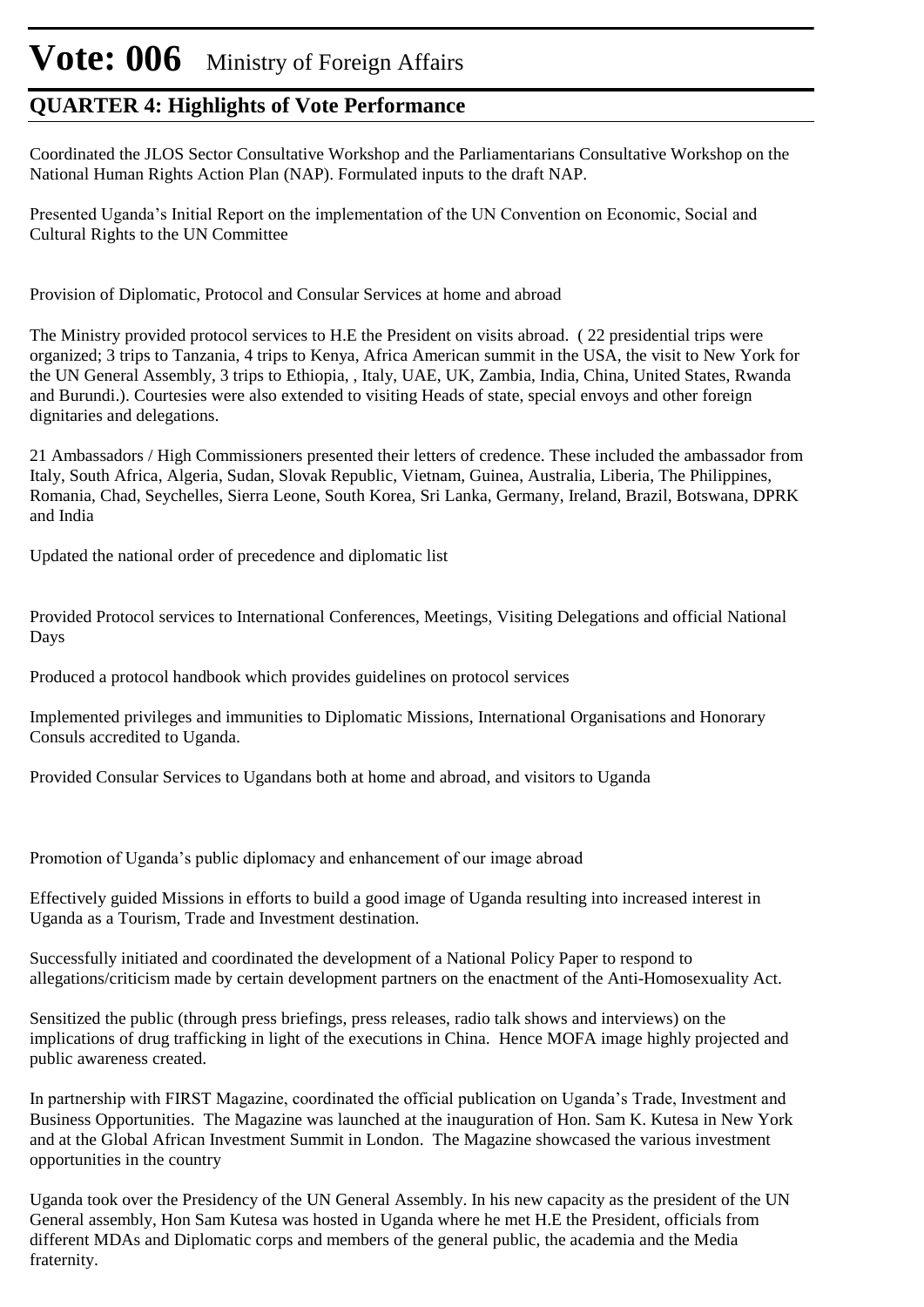# Vote: 006 Ministry of Foreign Affairs

## QUARTER 4: Highlights of Vote Performance

Coordinated the JLOS Sector Consultative Workshop and the Parliamentarians Consultative Workshop on the National Human Rights Action Plan (NAP). Formulated inputs to the draft NAP.

Presented Uganda's Initial Report on the implementation of the UN Convention on Economic, Social and Cultural Rights to the UN Committee

Provision of Diplomatic, Protocol and Consular Services at home and abroad

The Ministry provided protocol services to H.E the President on visits abroad. ( 22 presidential trips were organized; 3 trips to Tanzania, 4 trips to Kenya, Africa American summit in the USA, the visit to New York for the UN General Assembly, 3 trips to Ethiopia, , Italy, UAE, UK, Zambia, India, China, United States, Rwanda and Burundi.). Courtesies were also extended to visiting Heads of state, special envoys and other foreign dignitaries and delegations.

21 Ambassadors / High Commissioners presented their letters of credence. These included the ambassador from Italy, South Africa, Algeria, Sudan, Slovak Republic, Vietnam, Guinea, Australia, Liberia, The Philippines, Romania, Chad, Seychelles, Sierra Leone, South Korea, Sri Lanka, Germany, Ireland, Brazil, Botswana, DPRK and India

Updated the national order of precedence and diplomatic list

Provided Protocol services to International Conferences, Meetings, Visiting Delegations and official National Days

Produced a protocol handbook which provides guidelines on protocol services

Implemented privileges and immunities to Diplomatic Missions, International Organisations and Honorary Consuls accredited to Uganda.

Provided Consular Services to Ugandans both at home and abroad, and visitors to Uganda

Promotion of Uganda's public diplomacy and enhancement of our image abroad

Effectively guided Missions in efforts to build a good image of Uganda resulting into increased interest in Uganda as a Tourism, Trade and Investment destination.

Successfully initiated and coordinated the development of a National Policy Paper to respond to allegations/criticism made by certain development partners on the enactment of the Anti-Homosexuality Act.

Sensitized the public (through press briefings, press releases, radio talk shows and interviews) on the implications of drug trafficking in light of the executions in China. Hence MOFA image highly projected and public awareness created.

In partnership with FIRST Magazine, coordinated the official publication on Uganda's Trade, Investment and Business Opportunities. The Magazine was launched at the inauguration of Hon. Sam K. Kutesa in New York and at the Global African Investment Summit in London. The Magazine showcased the various investment opportunities in the country

Uganda took over the Presidency of the UN General Assembly. In his new capacity as the president of the UN General assembly, Hon Sam Kutesa was hosted in Uganda where he met H.E the President, officials from different MDAs and Diplomatic corps and members of the general public, the academia and the Media fraternity.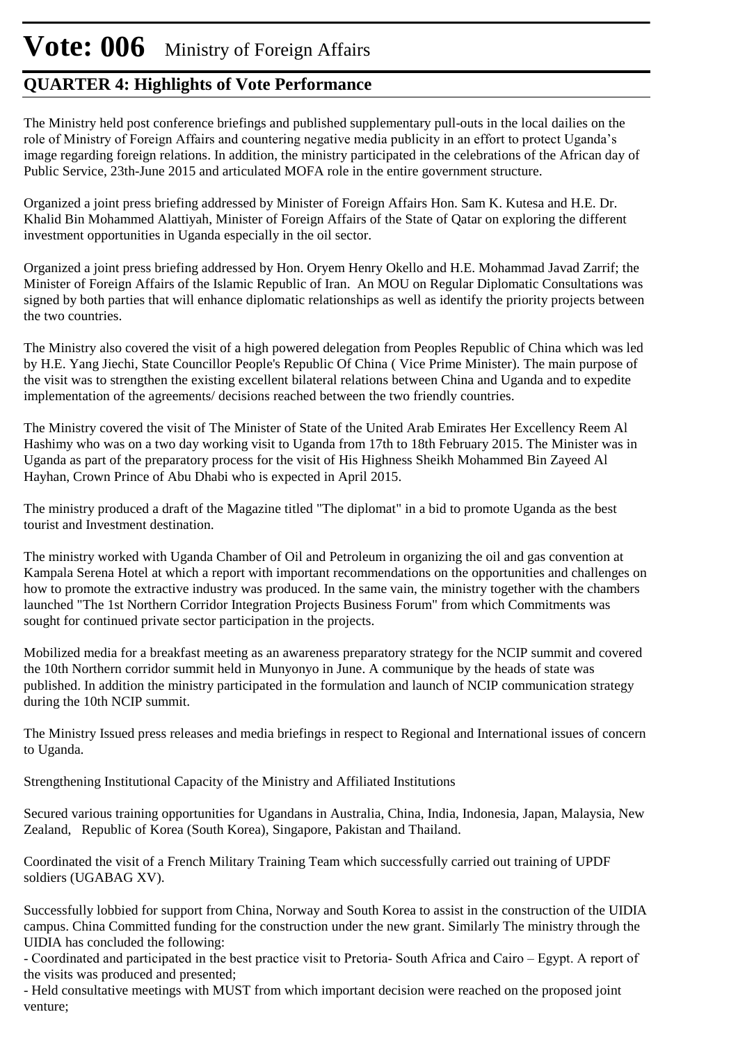# Vote: 006 Ministry of Foreign Affairs

## QUARTER 4: Highlights of Vote Performance

The Ministry held post conference briefings and published supplementary pull-outs in the local dailies on the role of Ministry of Foreign Affairs and countering negative media publicity in an effort to protect Uganda's image regarding foreign relations. In addition, the ministry participated in the celebrations of the African day of Public Service, 23th-June 2015 and articulated MOFA role in the entire government structure.

Organized a joint press briefing addressed by Minister of Foreign Affairs Hon. Sam K. Kutesa and H.E. Dr. Khalid Bin Mohammed Alattiyah, Minister of Foreign Affairs of the State of Qatar on exploring the different investment opportunities in Uganda especially in the oil sector.

Organized a joint press briefing addressed by Hon. Oryem Henry Okello and H.E. Mohammad Javad Zarrif; the Minister of Foreign Affairs of the Islamic Republic of Iran. An MOU on Regular Diplomatic Consultations was signed by both parties that will enhance diplomatic relationships as well as identify the priority projects between the two countries.

The Ministry also covered the visit of a high powered delegation from Peoples Republic of China which was led by H.E. Yang Jiechi, State Councillor People's Republic Of China ( Vice Prime Minister). The main purpose of the visit was to strengthen the existing excellent bilateral relations between China and Uganda and to expedite implementation of the agreements/ decisions reached between the two friendly countries.

The Ministry covered the visit of The Minister of State of the United Arab Emirates Her Excellency Reem Al Hashimy who was on a two day working visit to Uganda from 17th to 18th February 2015. The Minister was in Uganda as part of the preparatory process for the visit of His Highness Sheikh Mohammed Bin Zayeed Al Hayhan, Crown Prince of Abu Dhabi who is expected in April 2015.

The ministry produced a draft of the Magazine titled "The diplomat" in a bid to promote Uganda as the best tourist and Investment destination.

The ministry worked with Uganda Chamber of Oil and Petroleum in organizing the oil and gas convention at Kampala Serena Hotel at which a report with important recommendations on the opportunities and challenges on how to promote the extractive industry was produced. In the same vain, the ministry together with the chambers launched "The 1st Northern Corridor Integration Projects Business Forum" from which Commitments was sought for continued private sector participation in the projects.

Mobilized media for a breakfast meeting as an awareness preparatory strategy for the NCIP summit and covered the 10th Northern corridor summit held in Munyonyo in June. A communique by the heads of state was published. In addition the ministry participated in the formulation and launch of NCIP communication strategy during the 10th NCIP summit.

The Ministry Issued press releases and media briefings in respect to Regional and International issues of concern to Uganda.

Strengthening Institutional Capacity of the Ministry and Affiliated Institutions

Secured various training opportunities for Ugandans in Australia, China, India, Indonesia, Japan, Malaysia, New Zealand, Republic of Korea (South Korea), Singapore, Pakistan and Thailand.

Coordinated the visit of a French Military Training Team which successfully carried out training of UPDF soldiers (UGABAG XV).

Successfully lobbied for support from China, Norway and South Korea to assist in the construction of the UIDIA campus. China Committed funding for the construction under the new grant. Similarly The ministry through the UIDIA has concluded the following:
- Coordinated and participated in the best practice visit to Pretoria- South Africa and Cairo – Egypt. A report of the visits was produced and presented;
- Held consultative meetings with MUST from which important decision were reached on the proposed joint venture;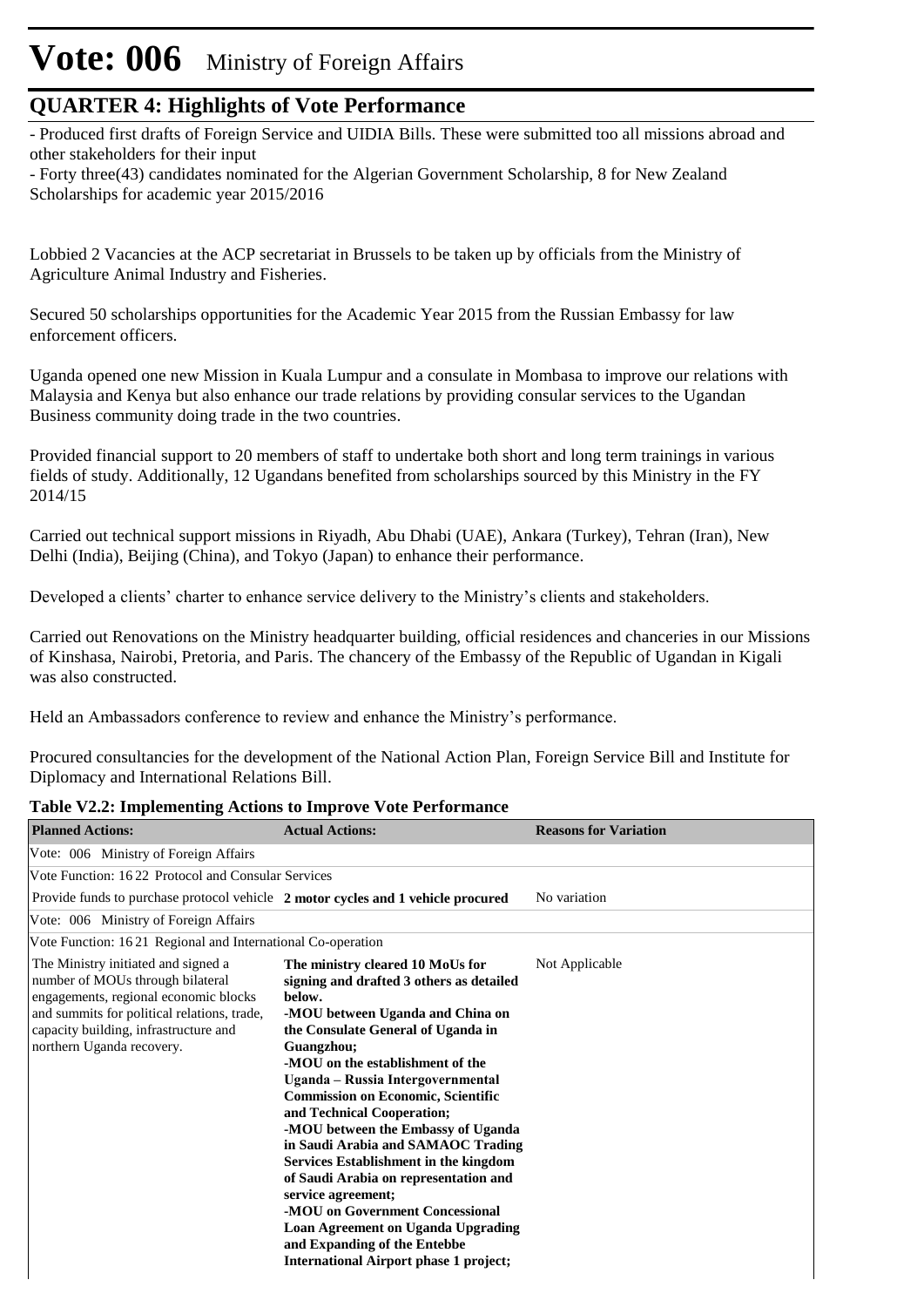# Vote: 006 Ministry of Foreign Affairs

## QUARTER 4: Highlights of Vote Performance

- Produced first drafts of Foreign Service and UIDIA Bills. These were submitted too all missions abroad and other stakeholders for their input
- Forty three(43) candidates nominated for the Algerian Government Scholarship, 8 for New Zealand Scholarships for academic year 2015/2016

Lobbied 2 Vacancies at the ACP secretariat in Brussels to be taken up by officials from the Ministry of Agriculture Animal Industry and Fisheries.

Secured 50 scholarships opportunities for the Academic Year 2015 from the Russian Embassy for law enforcement officers.

Uganda opened one new Mission in Kuala Lumpur and a consulate in Mombasa to improve our relations with Malaysia and Kenya but also enhance our trade relations by providing consular services to the Ugandan Business community doing trade in the two countries.

Provided financial support to 20 members of staff to undertake both short and long term trainings in various fields of study. Additionally, 12 Ugandans benefited from scholarships sourced by this Ministry in the FY 2014/15

Carried out technical support missions in Riyadh, Abu Dhabi (UAE), Ankara (Turkey), Tehran (Iran), New Delhi (India), Beijing (China), and Tokyo (Japan) to enhance their performance.

Developed a clients' charter to enhance service delivery to the Ministry's clients and stakeholders.

Carried out Renovations on the Ministry headquarter building, official residences and chanceries in our Missions of Kinshasa, Nairobi, Pretoria, and Paris. The chancery of the Embassy of the Republic of Ugandan in Kigali was also constructed.

Held an Ambassadors conference to review and enhance the Ministry's performance.

Procured consultancies for the development of the National Action Plan, Foreign Service Bill and Institute for Diplomacy and International Relations Bill.

**Table V2.2: Implementing Actions to Improve Vote Performance**

| Planned Actions: | Actual Actions: | Reasons for Variation |
|---|---|---|
| Vote: 006 Ministry of Foreign Affairs | | |
| Vote Function: 16 22 Protocol and Consular Services | | |
| Provide funds to purchase protocol vehicle | **2 motor cycles and 1 vehicle procured** | No variation |
| Vote: 006 Ministry of Foreign Affairs | | |
| Vote Function: 16 21 Regional and International Co-operation | | |
| The Ministry initiated and signed a number of MOUs through bilateral engagements, regional economic blocks and summits for political relations, trade, capacity building, infrastructure and northern Uganda recovery. | **The ministry cleared 10 MoUs for signing and drafted 3 others as detailed below.<br>-MOU between Uganda and China on the Consulate General of Uganda in Guangzhou;<br>-MOU on the establishment of the Uganda – Russia Intergovernmental Commission on Economic, Scientific and Technical Cooperation;<br>-MOU between the Embassy of Uganda in Saudi Arabia and SAMAOC Trading Services Establishment in the kingdom of Saudi Arabia on representation and service agreement;<br>-MOU on Government Concessional Loan Agreement on Uganda Upgrading and Expanding of the Entebbe International Airport phase 1 project;** | Not Applicable |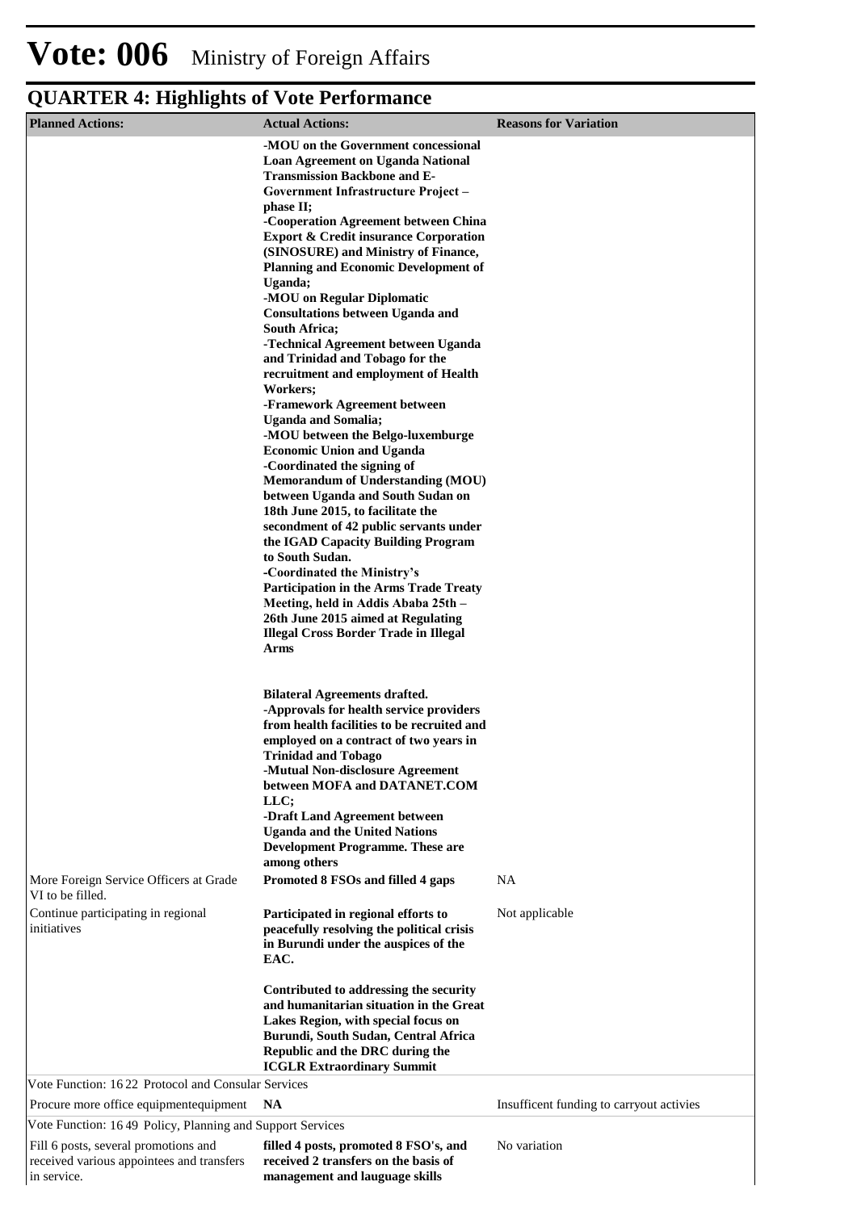# Vote: 006 Ministry of Foreign Affairs

## QUARTER 4: Highlights of Vote Performance

| Planned Actions: | Actual Actions: | Reasons for Variation |
|---|---|---|
| | **-MOU on the Government concessional Loan Agreement on Uganda National Transmission Backbone and E-Government Infrastructure Project – phase II;**<br>**-Cooperation Agreement between China Export & Credit insurance Corporation (SINOSURE) and Ministry of Finance, Planning and Economic Development of Uganda;**<br>**-MOU on Regular Diplomatic Consultations between Uganda and South Africa;**<br>**-Technical Agreement between Uganda and Trinidad and Tobago for the recruitment and employment of Health Workers;**<br>**-Framework Agreement between Uganda and Somalia;**<br>**-MOU between the Belgo-luxemburge Economic Union and Uganda**<br>**-Coordinated the signing of Memorandum of Understanding (MOU) between Uganda and South Sudan on 18th June 2015, to facilitate the secondment of 42 public servants under the IGAD Capacity Building Program to South Sudan.**<br>**-Coordinated the Ministry's Participation in the Arms Trade Treaty Meeting, held in Addis Ababa 25th – 26th June 2015 aimed at Regulating Illegal Cross Border Trade in Illegal Arms**<br><br>**Bilateral Agreements drafted.**<br>**-Approvals for health service providers from health facilities to be recruited and employed on a contract of two years in Trinidad and Tobago**<br>**-Mutual Non-disclosure Agreement between MOFA and DATANET.COM LLC;**<br>**-Draft Land Agreement between Uganda and the United Nations Development Programme. These are among others** | |
| More Foreign Service Officers at Grade VI to be filled. | **Promoted 8 FSOs and filled 4 gaps** | NA |
| Continue participating in regional initiatives | **Participated in regional efforts to peacefully resolving the political crisis in Burundi under the auspices of the EAC.**<br><br>**Contributed to addressing the security and humanitarian situation in the Great Lakes Region, with special focus on Burundi, South Sudan, Central Africa Republic and the DRC during the ICGLR Extraordinary Summit** | Not applicable |
| Vote Function: 16 22 Protocol and Consular Services | | |
| Procure more office equipmentequipment | **NA** | Insufficent funding to carryout activies |
| Vote Function: 16 49 Policy, Planning and Support Services | | |
| Fill 6 posts, several promotions and received various appointees and transfers in service. | **filled 4 posts, promoted 8 FSO's, and received 2 transfers on the basis of management and lauguage skills** | No variation |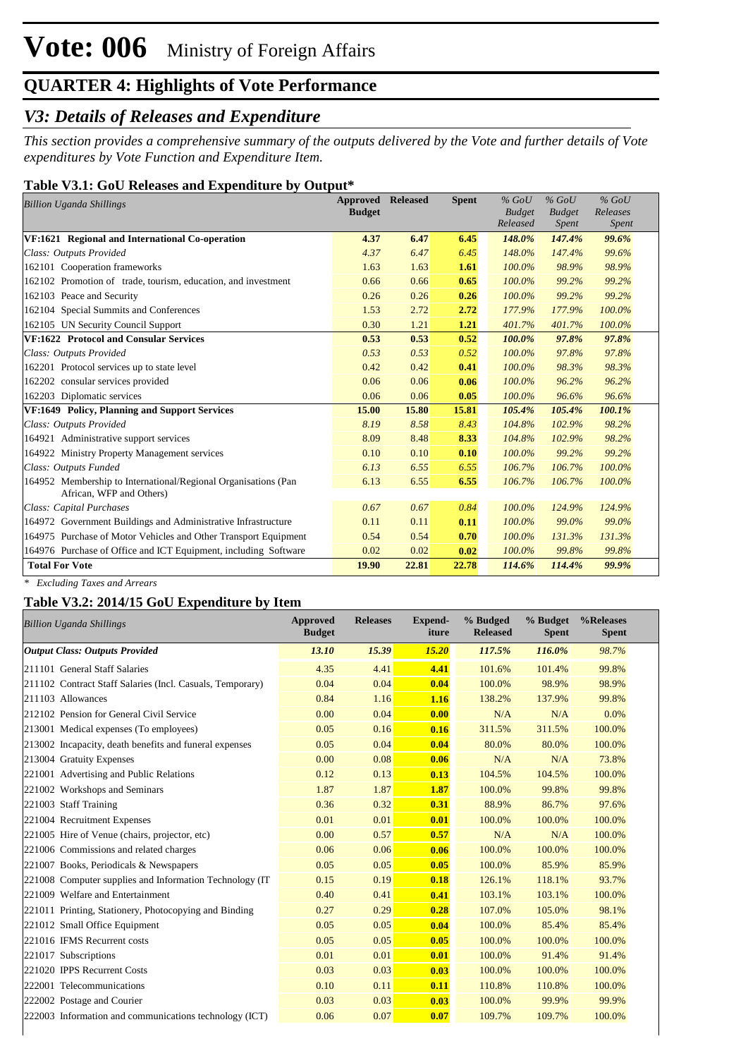# Vote: 006 Ministry of Foreign Affairs

## QUARTER 4: Highlights of Vote Performance

## *V3: Details of Releases and Expenditure*

*This section provides a comprehensive summary of the outputs delivered by the Vote and further details of Vote expenditures by Vote Function and Expenditure Item.*

### Table V3.1: GoU Releases and Expenditure by Output*

| *Billion Uganda Shillings* | Approved Budget | Released | Spent | *% GoU Budget Released* | *% GoU Budget Spent* | *% GoU Releases Spent* |
|---|---|---|---|---|---|---|
| **VF:1621 Regional and International Co-operation** | **4.37** | **6.47** | **6.45** | ***148.0%*** | ***147.4%*** | ***99.6%*** |
| *Class: Outputs Provided* | *4.37* | *6.47* | *6.45* | *148.0%* | *147.4%* | *99.6%* |
| 162101 Cooperation frameworks | 1.63 | 1.63 | **1.61** | *100.0%* | *98.9%* | *98.9%* |
| 162102 Promotion of trade, tourism, education, and investment | 0.66 | 0.66 | **0.65** | *100.0%* | *99.2%* | *99.2%* |
| 162103 Peace and Security | 0.26 | 0.26 | **0.26** | *100.0%* | *99.2%* | *99.2%* |
| 162104 Special Summits and Conferences | 1.53 | 2.72 | **2.72** | *177.9%* | *177.9%* | *100.0%* |
| 162105 UN Security Council Support | 0.30 | 1.21 | **1.21** | *401.7%* | *401.7%* | *100.0%* |
| **VF:1622 Protocol and Consular Services** | **0.53** | **0.53** | **0.52** | ***100.0%*** | ***97.8%*** | ***97.8%*** |
| *Class: Outputs Provided* | *0.53* | *0.53* | *0.52* | *100.0%* | *97.8%* | *97.8%* |
| 162201 Protocol services up to state level | 0.42 | 0.42 | **0.41** | *100.0%* | *98.3%* | *98.3%* |
| 162202 consular services provided | 0.06 | 0.06 | **0.06** | *100.0%* | *96.2%* | *96.2%* |
| 162203 Diplomatic services | 0.06 | 0.06 | **0.05** | *100.0%* | *96.6%* | *96.6%* |
| **VF:1649 Policy, Planning and Support Services** | **15.00** | **15.80** | **15.81** | ***105.4%*** | ***105.4%*** | ***100.1%*** |
| *Class: Outputs Provided* | *8.19* | *8.58* | *8.43* | *104.8%* | *102.9%* | *98.2%* |
| 164921 Administrative support services | 8.09 | 8.48 | **8.33** | *104.8%* | *102.9%* | *98.2%* |
| 164922 Ministry Property Management services | 0.10 | 0.10 | **0.10** | *100.0%* | *99.2%* | *99.2%* |
| *Class: Outputs Funded* | *6.13* | *6.55* | *6.55* | *106.7%* | *106.7%* | *100.0%* |
| 164952 Membership to International/Regional Organisations (Pan African, WFP and Others) | 6.13 | 6.55 | **6.55** | *106.7%* | *106.7%* | *100.0%* |
| *Class: Capital Purchases* | *0.67* | *0.67* | *0.84* | *100.0%* | *124.9%* | *124.9%* |
| 164972 Government Buildings and Administrative Infrastructure | 0.11 | 0.11 | **0.11** | *100.0%* | *99.0%* | *99.0%* |
| 164975 Purchase of Motor Vehicles and Other Transport Equipment | 0.54 | 0.54 | **0.70** | *100.0%* | *131.3%* | *131.3%* |
| 164976 Purchase of Office and ICT Equipment, including Software | 0.02 | 0.02 | **0.02** | *100.0%* | *99.8%* | *99.8%* |
| **Total For Vote** | **19.90** | **22.81** | **22.78** | ***114.6%*** | ***114.4%*** | ***99.9%*** |

*\* Excluding Taxes and Arrears*

### Table V3.2: 2014/15 GoU Expenditure by Item

| *Billion Uganda Shillings* | Approved Budget | Releases | Expend-iture | % Budged Released | % Budget Spent | %Releases Spent |
|---|---|---|---|---|---|---|
| ***Output Class: Outputs Provided*** | ***13.10*** | ***15.39*** | ***15.20*** | ***117.5%*** | ***116.0%*** | *98.7%* |
| 211101 General Staff Salaries | 4.35 | 4.41 | **4.41** | 101.6% | 101.4% | 99.8% |
| 211102 Contract Staff Salaries (Incl. Casuals, Temporary) | 0.04 | 0.04 | **0.04** | 100.0% | 98.9% | 98.9% |
| 211103 Allowances | 0.84 | 1.16 | **1.16** | 138.2% | 137.9% | 99.8% |
| 212102 Pension for General Civil Service | 0.00 | 0.04 | **0.00** | N/A | N/A | 0.0% |
| 213001 Medical expenses (To employees) | 0.05 | 0.16 | **0.16** | 311.5% | 311.5% | 100.0% |
| 213002 Incapacity, death benefits and funeral expenses | 0.05 | 0.04 | **0.04** | 80.0% | 80.0% | 100.0% |
| 213004 Gratuity Expenses | 0.00 | 0.08 | **0.06** | N/A | N/A | 73.8% |
| 221001 Advertising and Public Relations | 0.12 | 0.13 | **0.13** | 104.5% | 104.5% | 100.0% |
| 221002 Workshops and Seminars | 1.87 | 1.87 | **1.87** | 100.0% | 99.8% | 99.8% |
| 221003 Staff Training | 0.36 | 0.32 | **0.31** | 88.9% | 86.7% | 97.6% |
| 221004 Recruitment Expenses | 0.01 | 0.01 | **0.01** | 100.0% | 100.0% | 100.0% |
| 221005 Hire of Venue (chairs, projector, etc) | 0.00 | 0.57 | **0.57** | N/A | N/A | 100.0% |
| 221006 Commissions and related charges | 0.06 | 0.06 | **0.06** | 100.0% | 100.0% | 100.0% |
| 221007 Books, Periodicals & Newspapers | 0.05 | 0.05 | **0.05** | 100.0% | 85.9% | 85.9% |
| 221008 Computer supplies and Information Technology (IT | 0.15 | 0.19 | **0.18** | 126.1% | 118.1% | 93.7% |
| 221009 Welfare and Entertainment | 0.40 | 0.41 | **0.41** | 103.1% | 103.1% | 100.0% |
| 221011 Printing, Stationery, Photocopying and Binding | 0.27 | 0.29 | **0.28** | 107.0% | 105.0% | 98.1% |
| 221012 Small Office Equipment | 0.05 | 0.05 | **0.04** | 100.0% | 85.4% | 85.4% |
| 221016 IFMS Recurrent costs | 0.05 | 0.05 | **0.05** | 100.0% | 100.0% | 100.0% |
| 221017 Subscriptions | 0.01 | 0.01 | **0.01** | 100.0% | 91.4% | 91.4% |
| 221020 IPPS Recurrent Costs | 0.03 | 0.03 | **0.03** | 100.0% | 100.0% | 100.0% |
| 222001 Telecommunications | 0.10 | 0.11 | **0.11** | 110.8% | 110.8% | 100.0% |
| 222002 Postage and Courier | 0.03 | 0.03 | **0.03** | 100.0% | 99.9% | 99.9% |
| 222003 Information and communications technology (ICT) | 0.06 | 0.07 | **0.07** | 109.7% | 109.7% | 100.0% |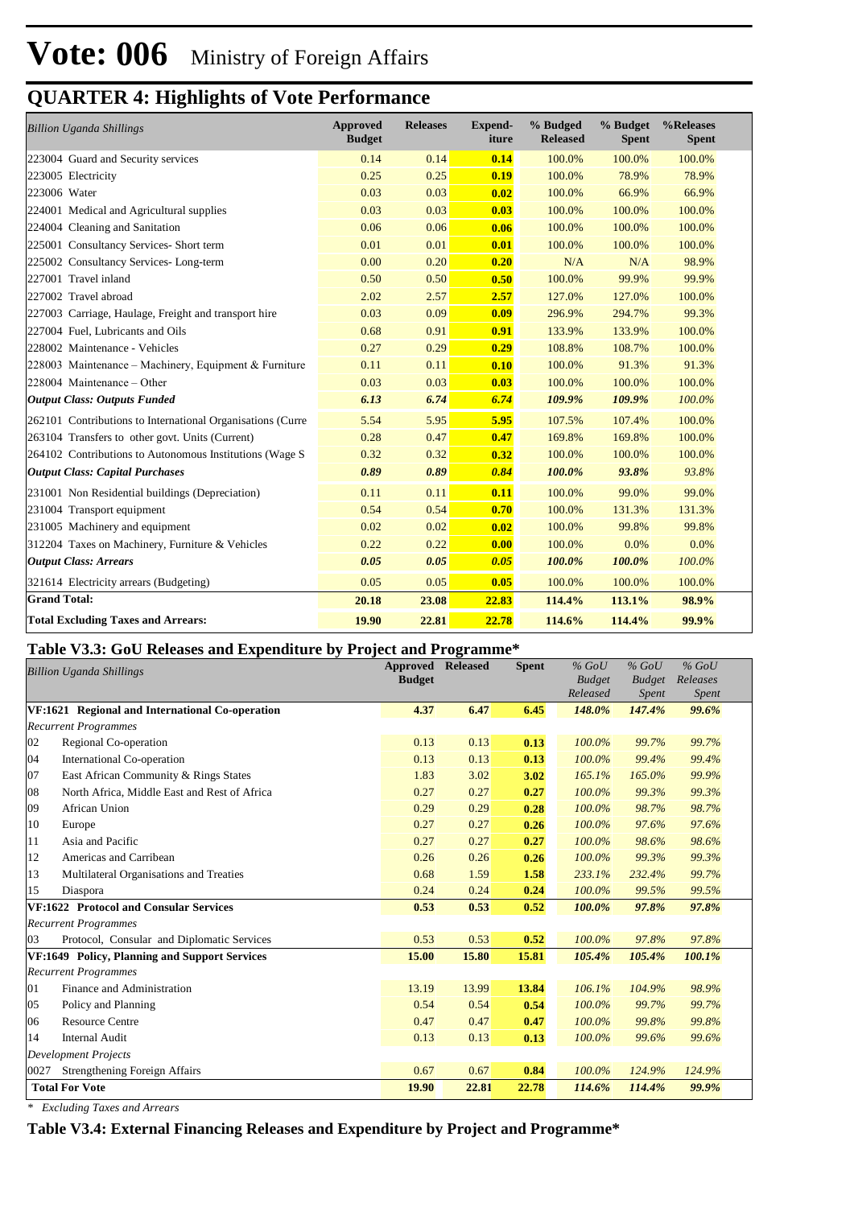# Vote: 006 Ministry of Foreign Affairs

## QUARTER 4: Highlights of Vote Performance

| *Billion Uganda Shillings* | Approved Budget | Releases | Expend-iture | % Budged Released | % Budget Spent | %Releases Spent |
|---|---|---|---|---|---|---|
| 223004 Guard and Security services | 0.14 | 0.14 | **0.14** | 100.0% | 100.0% | 100.0% |
| 223005 Electricity | 0.25 | 0.25 | **0.19** | 100.0% | 78.9% | 78.9% |
| 223006 Water | 0.03 | 0.03 | **0.02** | 100.0% | 66.9% | 66.9% |
| 224001 Medical and Agricultural supplies | 0.03 | 0.03 | **0.03** | 100.0% | 100.0% | 100.0% |
| 224004 Cleaning and Sanitation | 0.06 | 0.06 | **0.06** | 100.0% | 100.0% | 100.0% |
| 225001 Consultancy Services- Short term | 0.01 | 0.01 | **0.01** | 100.0% | 100.0% | 100.0% |
| 225002 Consultancy Services- Long-term | 0.00 | 0.20 | **0.20** | N/A | N/A | 98.9% |
| 227001 Travel inland | 0.50 | 0.50 | **0.50** | 100.0% | 99.9% | 99.9% |
| 227002 Travel abroad | 2.02 | 2.57 | **2.57** | 127.0% | 127.0% | 100.0% |
| 227003 Carriage, Haulage, Freight and transport hire | 0.03 | 0.09 | **0.09** | 296.9% | 294.7% | 99.3% |
| 227004 Fuel, Lubricants and Oils | 0.68 | 0.91 | **0.91** | 133.9% | 133.9% | 100.0% |
| 228002 Maintenance - Vehicles | 0.27 | 0.29 | **0.29** | 108.8% | 108.7% | 100.0% |
| 228003 Maintenance – Machinery, Equipment & Furniture | 0.11 | 0.11 | **0.10** | 100.0% | 91.3% | 91.3% |
| 228004 Maintenance – Other | 0.03 | 0.03 | **0.03** | 100.0% | 100.0% | 100.0% |
| ***Output Class: Outputs Funded*** | ***6.13*** | ***6.74*** | ***6.74*** | ***109.9%*** | ***109.9%*** | *100.0%* |
| 262101 Contributions to International Organisations (Curre | 5.54 | 5.95 | **5.95** | 107.5% | 107.4% | 100.0% |
| 263104 Transfers to other govt. Units (Current) | 0.28 | 0.47 | **0.47** | 169.8% | 169.8% | 100.0% |
| 264102 Contributions to Autonomous Institutions (Wage S | 0.32 | 0.32 | **0.32** | 100.0% | 100.0% | 100.0% |
| ***Output Class: Capital Purchases*** | ***0.89*** | ***0.89*** | ***0.84*** | ***100.0%*** | ***93.8%*** | *93.8%* |
| 231001 Non Residential buildings (Depreciation) | 0.11 | 0.11 | **0.11** | 100.0% | 99.0% | 99.0% |
| 231004 Transport equipment | 0.54 | 0.54 | **0.70** | 100.0% | 131.3% | 131.3% |
| 231005 Machinery and equipment | 0.02 | 0.02 | **0.02** | 100.0% | 99.8% | 99.8% |
| 312204 Taxes on Machinery, Furniture & Vehicles | 0.22 | 0.22 | **0.00** | 100.0% | 0.0% | 0.0% |
| ***Output Class: Arrears*** | ***0.05*** | ***0.05*** | ***0.05*** | ***100.0%*** | ***100.0%*** | *100.0%* |
| 321614 Electricity arrears (Budgeting) | 0.05 | 0.05 | **0.05** | 100.0% | 100.0% | 100.0% |
| **Grand Total:** | **20.18** | **23.08** | **22.83** | **114.4%** | **113.1%** | **98.9%** |
| **Total Excluding Taxes and Arrears:** | **19.90** | **22.81** | **22.78** | **114.6%** | **114.4%** | **99.9%** |

### Table V3.3: GoU Releases and Expenditure by Project and Programme*

| *Billion Uganda Shillings* | | Approved Budget | Released | Spent | *% GoU Budget Released* | *% GoU Budget Spent* | *% GoU Releases Spent* |
|---|---|---|---|---|---|---|---|
| **VF:1621 Regional and International Co-operation** | | **4.37** | **6.47** | **6.45** | ***148.0%*** | ***147.4%*** | ***99.6%*** |
| *Recurrent Programmes* | | | | | | | |
| 02 | Regional Co-operation | 0.13 | 0.13 | **0.13** | *100.0%* | *99.7%* | *99.7%* |
| 04 | International Co-operation | 0.13 | 0.13 | **0.13** | *100.0%* | *99.4%* | *99.4%* |
| 07 | East African Community & Rings States | 1.83 | 3.02 | **3.02** | *165.1%* | *165.0%* | *99.9%* |
| 08 | North Africa, Middle East and Rest of Africa | 0.27 | 0.27 | **0.27** | *100.0%* | *99.3%* | *99.3%* |
| 09 | African Union | 0.29 | 0.29 | **0.28** | *100.0%* | *98.7%* | *98.7%* |
| 10 | Europe | 0.27 | 0.27 | **0.26** | *100.0%* | *97.6%* | *97.6%* |
| 11 | Asia and Pacific | 0.27 | 0.27 | **0.27** | *100.0%* | *98.6%* | *98.6%* |
| 12 | Americas and Carribean | 0.26 | 0.26 | **0.26** | *100.0%* | *99.3%* | *99.3%* |
| 13 | Multilateral Organisations and Treaties | 0.68 | 1.59 | **1.58** | *233.1%* | *232.4%* | *99.7%* |
| 15 | Diaspora | 0.24 | 0.24 | **0.24** | *100.0%* | *99.5%* | *99.5%* |
| **VF:1622 Protocol and Consular Services** | | **0.53** | **0.53** | **0.52** | ***100.0%*** | ***97.8%*** | ***97.8%*** |
| *Recurrent Programmes* | | | | | | | |
| 03 | Protocol, Consular and Diplomatic Services | 0.53 | 0.53 | **0.52** | *100.0%* | *97.8%* | *97.8%* |
| **VF:1649 Policy, Planning and Support Services** | | **15.00** | **15.80** | **15.81** | ***105.4%*** | ***105.4%*** | ***100.1%*** |
| *Recurrent Programmes* | | | | | | | |
| 01 | Finance and Administration | 13.19 | 13.99 | **13.84** | *106.1%* | *104.9%* | *98.9%* |
| 05 | Policy and Planning | 0.54 | 0.54 | **0.54** | *100.0%* | *99.7%* | *99.7%* |
| 06 | Resource Centre | 0.47 | 0.47 | **0.47** | *100.0%* | *99.8%* | *99.8%* |
| 14 | Internal Audit | 0.13 | 0.13 | **0.13** | *100.0%* | *99.6%* | *99.6%* |
| *Development Projects* | | | | | | | |
| 0027 | Strengthening Foreign Affairs | 0.67 | 0.67 | **0.84** | *100.0%* | *124.9%* | *124.9%* |
| **Total For Vote** | | **19.90** | **22.81** | **22.78** | ***114.6%*** | ***114.4%*** | ***99.9%*** |

*\* Excluding Taxes and Arrears*

### Table V3.4: External Financing Releases and Expenditure by Project and Programme*